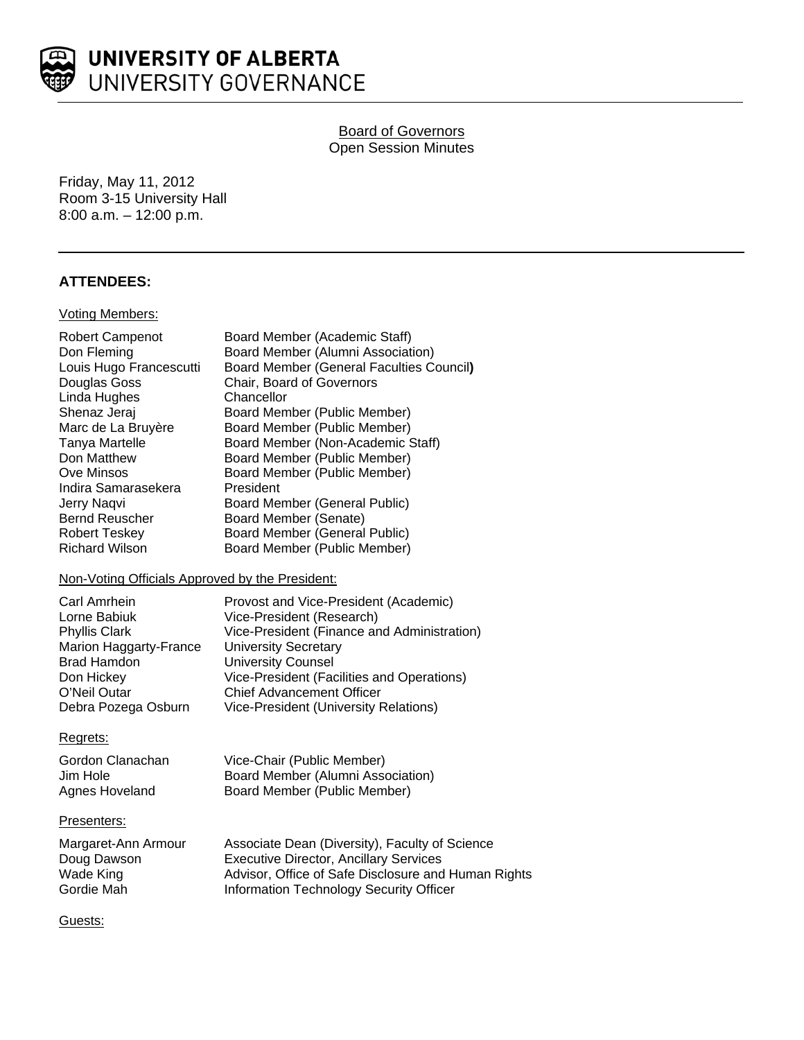# UNIVERSITY OF ALBERTA
## UNIVERSITY GOVERNANCE

Board of Governors
Open Session Minutes

Friday, May 11, 2012
Room 3-15 University Hall
8:00 a.m. – 12:00 p.m.

## ATTENDEES:

Voting Members:

| | |
|---|---|
| Robert Campenot | Board Member (Academic Staff) |
| Don Fleming | Board Member (Alumni Association) |
| Louis Hugo Francescutti | Board Member (General Faculties Council) |
| Douglas Goss | Chair, Board of Governors |
| Linda Hughes | Chancellor |
| Shenaz Jeraj | Board Member (Public Member) |
| Marc de La Bruyère | Board Member (Public Member) |
| Tanya Martelle | Board Member (Non-Academic Staff) |
| Don Matthew | Board Member (Public Member) |
| Ove Minsos | Board Member (Public Member) |
| Indira Samarasekera | President |
| Jerry Naqvi | Board Member (General Public) |
| Bernd Reuscher | Board Member (Senate) |
| Robert Teskey | Board Member (General Public) |
| Richard Wilson | Board Member (Public Member) |

Non-Voting Officials Approved by the President:

| | |
|---|---|
| Carl Amrhein | Provost and Vice-President (Academic) |
| Lorne Babiuk | Vice-President (Research) |
| Phyllis Clark | Vice-President (Finance and Administration) |
| Marion Haggarty-France | University Secretary |
| Brad Hamdon | University Counsel |
| Don Hickey | Vice-President (Facilities and Operations) |
| O'Neil Outar | Chief Advancement Officer |
| Debra Pozega Osburn | Vice-President (University Relations) |

Regrets:

| | |
|---|---|
| Gordon Clanachan | Vice-Chair (Public Member) |
| Jim Hole | Board Member (Alumni Association) |
| Agnes Hoveland | Board Member (Public Member) |

Presenters:

| | |
|---|---|
| Margaret-Ann Armour | Associate Dean (Diversity), Faculty of Science |
| Doug Dawson | Executive Director, Ancillary Services |
| Wade King | Advisor, Office of Safe Disclosure and Human Rights |
| Gordie Mah | Information Technology Security Officer |

Guests: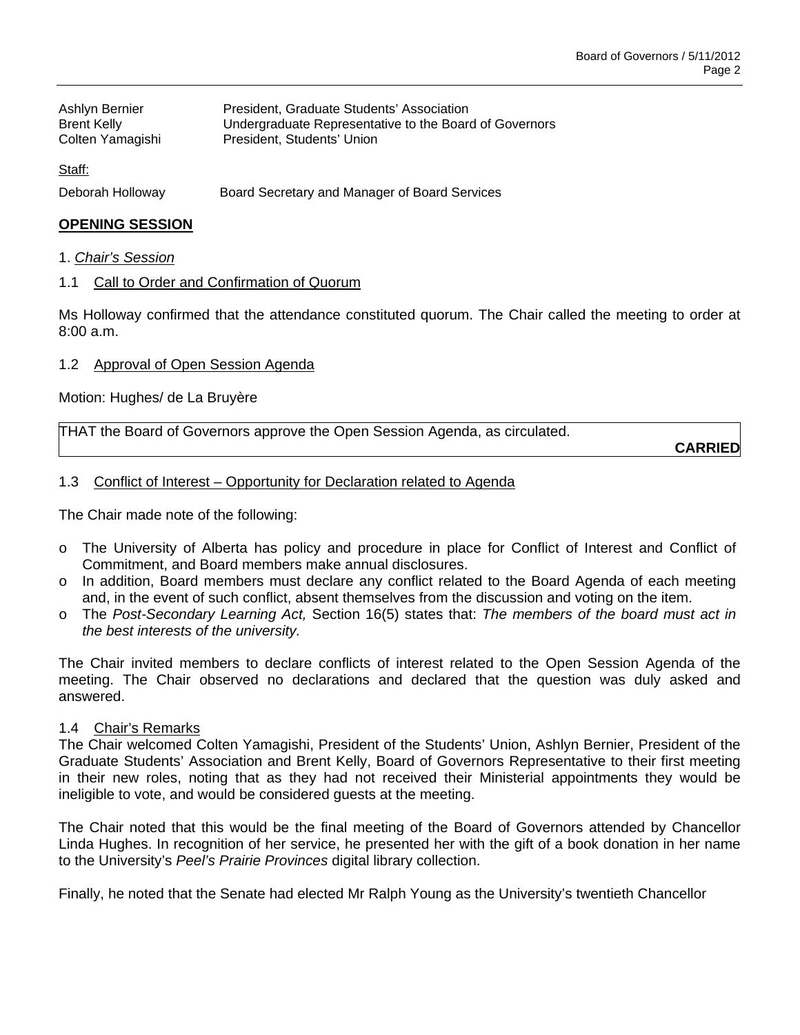| | |
|---|---|
| Ashlyn Bernier | President, Graduate Students' Association |
| Brent Kelly | Undergraduate Representative to the Board of Governors |
| Colten Yamagishi | President, Students' Union |

Staff:

| | |
|---|---|
| Deborah Holloway | Board Secretary and Manager of Board Services |

## OPENING SESSION

1. *Chair's Session*

### 1.1 Call to Order and Confirmation of Quorum

Ms Holloway confirmed that the attendance constituted quorum. The Chair called the meeting to order at 8:00 a.m.

### 1.2 Approval of Open Session Agenda

Motion: Hughes/ de La Bruyère

THAT the Board of Governors approve the Open Session Agenda, as circulated.

**CARRIED**

### 1.3 Conflict of Interest – Opportunity for Declaration related to Agenda

The Chair made note of the following:

- The University of Alberta has policy and procedure in place for Conflict of Interest and Conflict of Commitment, and Board members make annual disclosures.
- In addition, Board members must declare any conflict related to the Board Agenda of each meeting and, in the event of such conflict, absent themselves from the discussion and voting on the item.
- The *Post-Secondary Learning Act,* Section 16(5) states that: *The members of the board must act in the best interests of the university.*

The Chair invited members to declare conflicts of interest related to the Open Session Agenda of the meeting. The Chair observed no declarations and declared that the question was duly asked and answered.

### 1.4 Chair's Remarks

The Chair welcomed Colten Yamagishi, President of the Students' Union, Ashlyn Bernier, President of the Graduate Students' Association and Brent Kelly, Board of Governors Representative to their first meeting in their new roles, noting that as they had not received their Ministerial appointments they would be ineligible to vote, and would be considered guests at the meeting.

The Chair noted that this would be the final meeting of the Board of Governors attended by Chancellor Linda Hughes. In recognition of her service, he presented her with the gift of a book donation in her name to the University's *Peel's Prairie Provinces* digital library collection.

Finally, he noted that the Senate had elected Mr Ralph Young as the University's twentieth Chancellor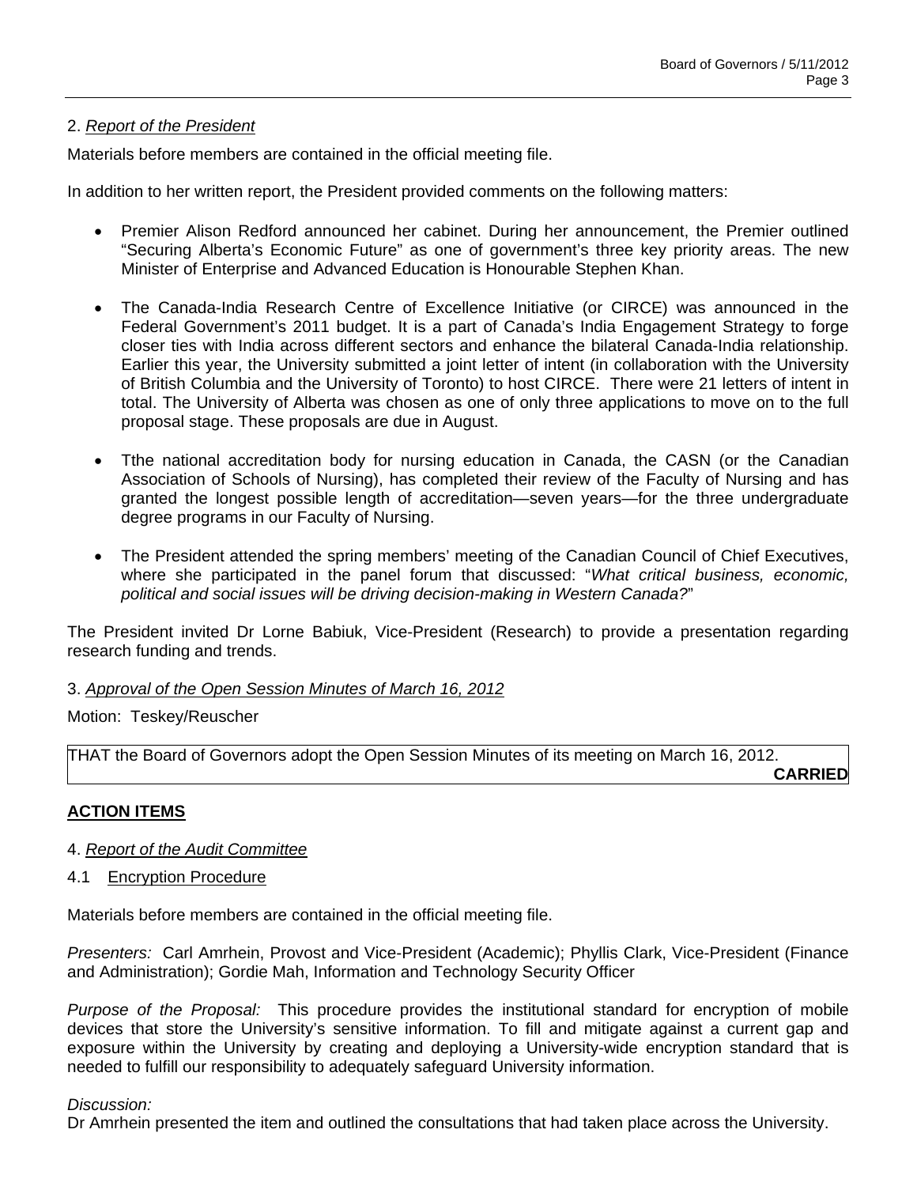2. *Report of the President*

Materials before members are contained in the official meeting file.

In addition to her written report, the President provided comments on the following matters:

- Premier Alison Redford announced her cabinet. During her announcement, the Premier outlined "Securing Alberta's Economic Future" as one of government's three key priority areas. The new Minister of Enterprise and Advanced Education is Honourable Stephen Khan.

- The Canada-India Research Centre of Excellence Initiative (or CIRCE) was announced in the Federal Government's 2011 budget. It is a part of Canada's India Engagement Strategy to forge closer ties with India across different sectors and enhance the bilateral Canada-India relationship. Earlier this year, the University submitted a joint letter of intent (in collaboration with the University of British Columbia and the University of Toronto) to host CIRCE. There were 21 letters of intent in total. The University of Alberta was chosen as one of only three applications to move on to the full proposal stage. These proposals are due in August.

- Tthe national accreditation body for nursing education in Canada, the CASN (or the Canadian Association of Schools of Nursing), has completed their review of the Faculty of Nursing and has granted the longest possible length of accreditation—seven years—for the three undergraduate degree programs in our Faculty of Nursing.

- The President attended the spring members' meeting of the Canadian Council of Chief Executives, where she participated in the panel forum that discussed: "*What critical business, economic, political and social issues will be driving decision-making in Western Canada?*"

The President invited Dr Lorne Babiuk, Vice-President (Research) to provide a presentation regarding research funding and trends.

3. *Approval of the Open Session Minutes of March 16, 2012*

Motion: Teskey/Reuscher

| THAT the Board of Governors adopt the Open Session Minutes of its meeting on March 16, 2012. **CARRIED** |
|---|

**ACTION ITEMS**

4. *Report of the Audit Committee*

4.1 Encryption Procedure

Materials before members are contained in the official meeting file.

*Presenters:* Carl Amrhein, Provost and Vice-President (Academic); Phyllis Clark, Vice-President (Finance and Administration); Gordie Mah, Information and Technology Security Officer

*Purpose of the Proposal:* This procedure provides the institutional standard for encryption of mobile devices that store the University's sensitive information. To fill and mitigate against a current gap and exposure within the University by creating and deploying a University-wide encryption standard that is needed to fulfill our responsibility to adequately safeguard University information.

*Discussion:*
Dr Amrhein presented the item and outlined the consultations that had taken place across the University.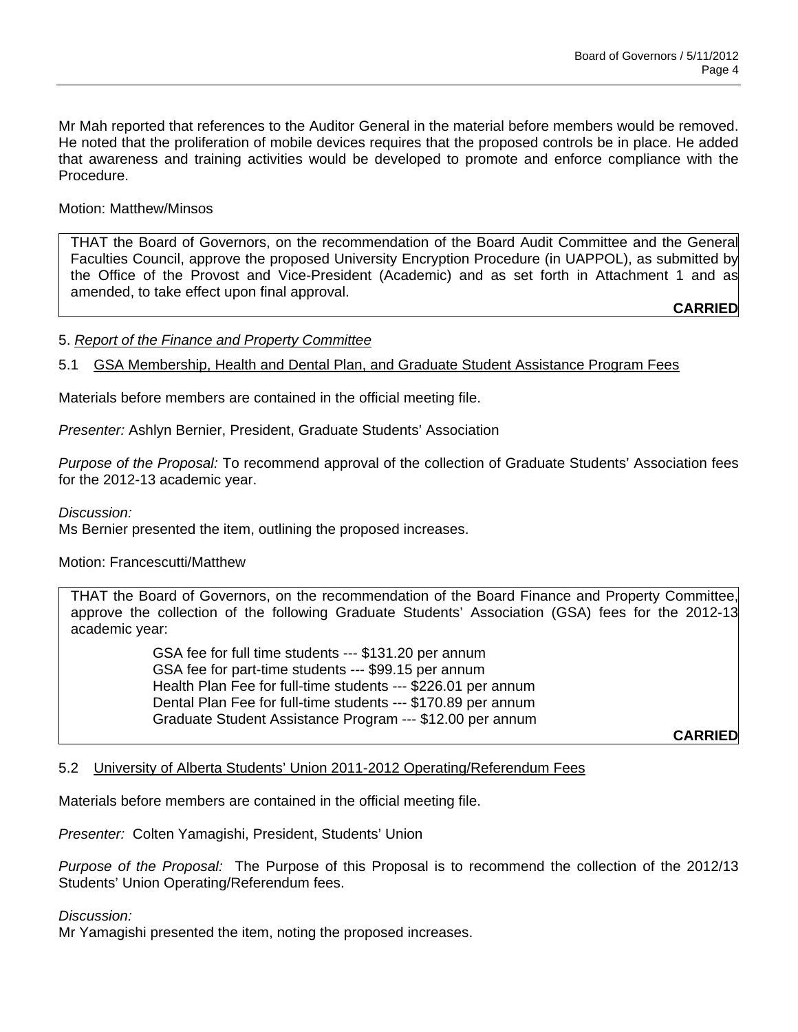Mr Mah reported that references to the Auditor General in the material before members would be removed. He noted that the proliferation of mobile devices requires that the proposed controls be in place. He added that awareness and training activities would be developed to promote and enforce compliance with the Procedure.

Motion: Matthew/Minsos

> THAT the Board of Governors, on the recommendation of the Board Audit Committee and the General Faculties Council, approve the proposed University Encryption Procedure (in UAPPOL), as submitted by the Office of the Provost and Vice-President (Academic) and as set forth in Attachment 1 and as amended, to take effect upon final approval.
>
> **CARRIED**

5. *Report of the Finance and Property Committee*

5.1 GSA Membership, Health and Dental Plan, and Graduate Student Assistance Program Fees

Materials before members are contained in the official meeting file.

*Presenter:* Ashlyn Bernier, President, Graduate Students' Association

*Purpose of the Proposal:* To recommend approval of the collection of Graduate Students' Association fees for the 2012-13 academic year.

*Discussion:*
Ms Bernier presented the item, outlining the proposed increases.

Motion: Francescutti/Matthew

> THAT the Board of Governors, on the recommendation of the Board Finance and Property Committee, approve the collection of the following Graduate Students' Association (GSA) fees for the 2012-13 academic year:
>
> GSA fee for full time students --- $131.20 per annum
> GSA fee for part-time students --- $99.15 per annum
> Health Plan Fee for full-time students --- $226.01 per annum
> Dental Plan Fee for full-time students --- $170.89 per annum
> Graduate Student Assistance Program --- $12.00 per annum
>
> **CARRIED**

5.2 University of Alberta Students' Union 2011-2012 Operating/Referendum Fees

Materials before members are contained in the official meeting file.

*Presenter:* Colten Yamagishi, President, Students' Union

*Purpose of the Proposal:* The Purpose of this Proposal is to recommend the collection of the 2012/13 Students' Union Operating/Referendum fees.

*Discussion:*
Mr Yamagishi presented the item, noting the proposed increases.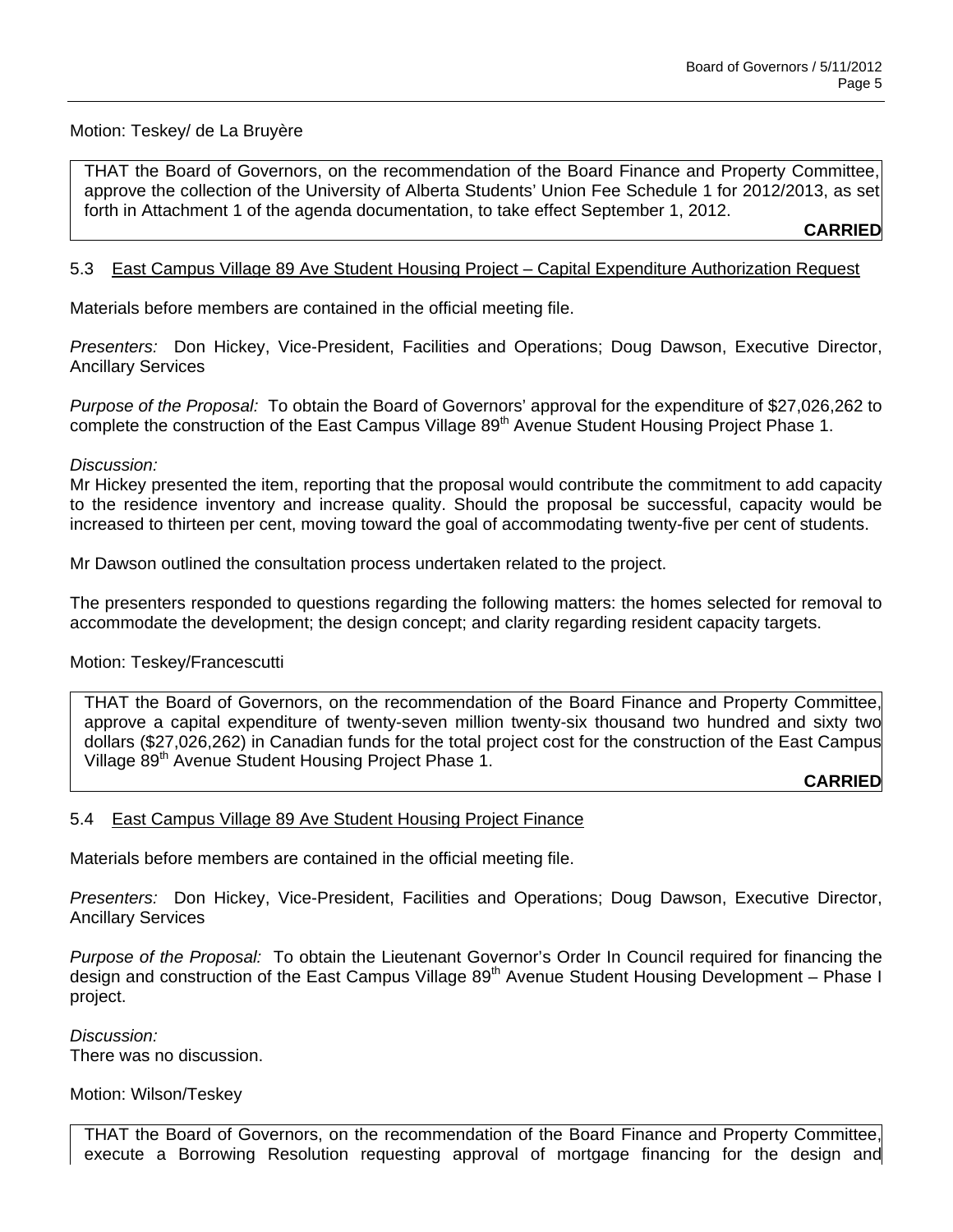Motion: Teskey/ de La Bruyère

> THAT the Board of Governors, on the recommendation of the Board Finance and Property Committee, approve the collection of the University of Alberta Students' Union Fee Schedule 1 for 2012/2013, as set forth in Attachment 1 of the agenda documentation, to take effect September 1, 2012.
>
> **CARRIED**

### 5.3 East Campus Village 89 Ave Student Housing Project – Capital Expenditure Authorization Request

Materials before members are contained in the official meeting file.

*Presenters:* Don Hickey, Vice-President, Facilities and Operations; Doug Dawson, Executive Director, Ancillary Services

*Purpose of the Proposal:* To obtain the Board of Governors' approval for the expenditure of $27,026,262 to complete the construction of the East Campus Village 89th Avenue Student Housing Project Phase 1.

*Discussion:*
Mr Hickey presented the item, reporting that the proposal would contribute the commitment to add capacity to the residence inventory and increase quality. Should the proposal be successful, capacity would be increased to thirteen per cent, moving toward the goal of accommodating twenty-five per cent of students.

Mr Dawson outlined the consultation process undertaken related to the project.

The presenters responded to questions regarding the following matters: the homes selected for removal to accommodate the development; the design concept; and clarity regarding resident capacity targets.

Motion: Teskey/Francescutti

> THAT the Board of Governors, on the recommendation of the Board Finance and Property Committee, approve a capital expenditure of twenty-seven million twenty-six thousand two hundred and sixty two dollars ($27,026,262) in Canadian funds for the total project cost for the construction of the East Campus Village 89th Avenue Student Housing Project Phase 1.
>
> **CARRIED**

### 5.4 East Campus Village 89 Ave Student Housing Project Finance

Materials before members are contained in the official meeting file.

*Presenters:* Don Hickey, Vice-President, Facilities and Operations; Doug Dawson, Executive Director, Ancillary Services

*Purpose of the Proposal:* To obtain the Lieutenant Governor's Order In Council required for financing the design and construction of the East Campus Village 89th Avenue Student Housing Development – Phase I project.

*Discussion:*
There was no discussion.

Motion: Wilson/Teskey

> THAT the Board of Governors, on the recommendation of the Board Finance and Property Committee, execute a Borrowing Resolution requesting approval of mortgage financing for the design and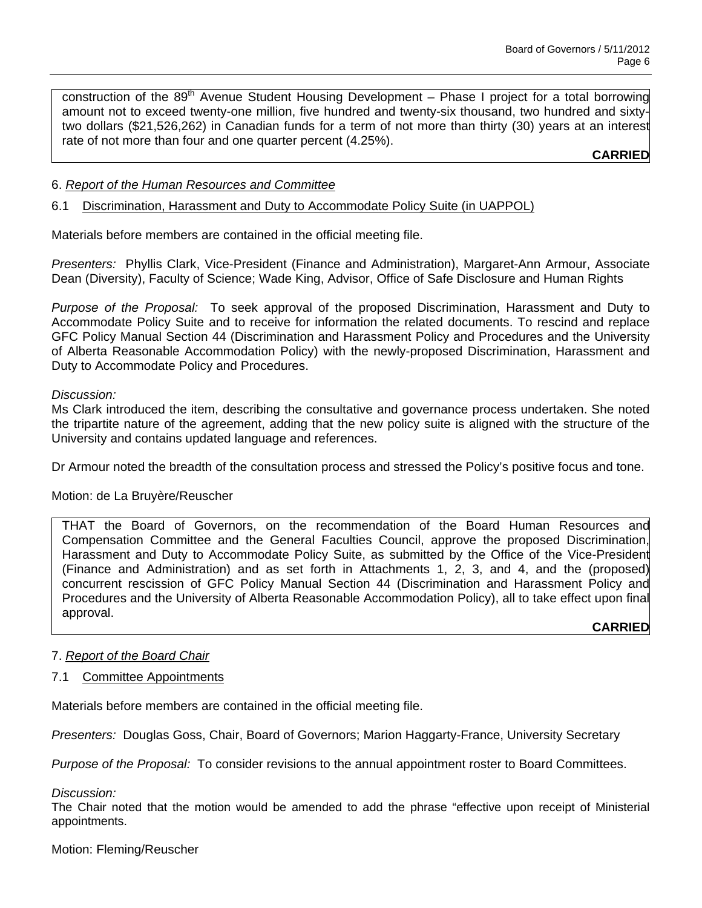construction of the 89th Avenue Student Housing Development – Phase I project for a total borrowing amount not to exceed twenty-one million, five hundred and twenty-six thousand, two hundred and sixty-two dollars ($21,526,262) in Canadian funds for a term of not more than thirty (30) years at an interest rate of not more than four and one quarter percent (4.25%).

**CARRIED**

## 6. *Report of the Human Resources and Committee*

### 6.1 Discrimination, Harassment and Duty to Accommodate Policy Suite (in UAPPOL)

Materials before members are contained in the official meeting file.

*Presenters:* Phyllis Clark, Vice-President (Finance and Administration), Margaret-Ann Armour, Associate Dean (Diversity), Faculty of Science; Wade King, Advisor, Office of Safe Disclosure and Human Rights

*Purpose of the Proposal:* To seek approval of the proposed Discrimination, Harassment and Duty to Accommodate Policy Suite and to receive for information the related documents. To rescind and replace GFC Policy Manual Section 44 (Discrimination and Harassment Policy and Procedures and the University of Alberta Reasonable Accommodation Policy) with the newly-proposed Discrimination, Harassment and Duty to Accommodate Policy and Procedures.

*Discussion:*
Ms Clark introduced the item, describing the consultative and governance process undertaken. She noted the tripartite nature of the agreement, adding that the new policy suite is aligned with the structure of the University and contains updated language and references.

Dr Armour noted the breadth of the consultation process and stressed the Policy's positive focus and tone.

Motion: de La Bruyère/Reuscher

THAT the Board of Governors, on the recommendation of the Board Human Resources and Compensation Committee and the General Faculties Council, approve the proposed Discrimination, Harassment and Duty to Accommodate Policy Suite, as submitted by the Office of the Vice-President (Finance and Administration) and as set forth in Attachments 1, 2, 3, and 4, and the (proposed) concurrent rescission of GFC Policy Manual Section 44 (Discrimination and Harassment Policy and Procedures and the University of Alberta Reasonable Accommodation Policy), all to take effect upon final approval.

**CARRIED**

## 7. *Report of the Board Chair*

### 7.1 Committee Appointments

Materials before members are contained in the official meeting file.

*Presenters:* Douglas Goss, Chair, Board of Governors; Marion Haggarty-France, University Secretary

*Purpose of the Proposal:* To consider revisions to the annual appointment roster to Board Committees.

*Discussion:*
The Chair noted that the motion would be amended to add the phrase "effective upon receipt of Ministerial appointments.

Motion: Fleming/Reuscher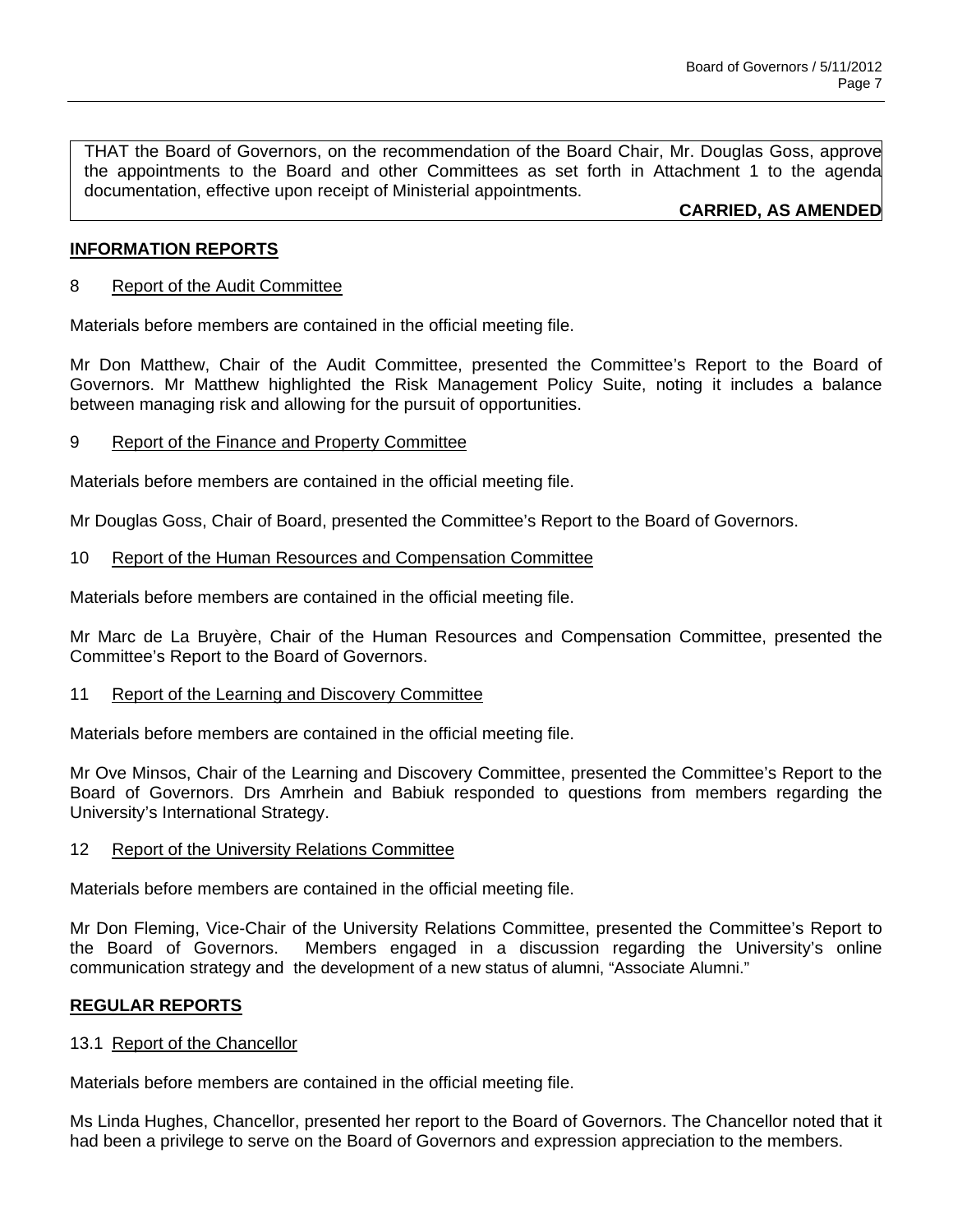THAT the Board of Governors, on the recommendation of the Board Chair, Mr. Douglas Goss, approve the appointments to the Board and other Committees as set forth in Attachment 1 to the agenda documentation, effective upon receipt of Ministerial appointments.

**CARRIED, AS AMENDED**

## INFORMATION REPORTS

### 8 Report of the Audit Committee

Materials before members are contained in the official meeting file.

Mr Don Matthew, Chair of the Audit Committee, presented the Committee's Report to the Board of Governors. Mr Matthew highlighted the Risk Management Policy Suite, noting it includes a balance between managing risk and allowing for the pursuit of opportunities.

### 9 Report of the Finance and Property Committee

Materials before members are contained in the official meeting file.

Mr Douglas Goss, Chair of Board, presented the Committee's Report to the Board of Governors.

### 10 Report of the Human Resources and Compensation Committee

Materials before members are contained in the official meeting file.

Mr Marc de La Bruyère, Chair of the Human Resources and Compensation Committee, presented the Committee's Report to the Board of Governors.

### 11 Report of the Learning and Discovery Committee

Materials before members are contained in the official meeting file.

Mr Ove Minsos, Chair of the Learning and Discovery Committee, presented the Committee's Report to the Board of Governors. Drs Amrhein and Babiuk responded to questions from members regarding the University's International Strategy.

### 12 Report of the University Relations Committee

Materials before members are contained in the official meeting file.

Mr Don Fleming, Vice-Chair of the University Relations Committee, presented the Committee's Report to the Board of Governors. Members engaged in a discussion regarding the University's online communication strategy and the development of a new status of alumni, "Associate Alumni."

## REGULAR REPORTS

### 13.1 Report of the Chancellor

Materials before members are contained in the official meeting file.

Ms Linda Hughes, Chancellor, presented her report to the Board of Governors. The Chancellor noted that it had been a privilege to serve on the Board of Governors and expression appreciation to the members.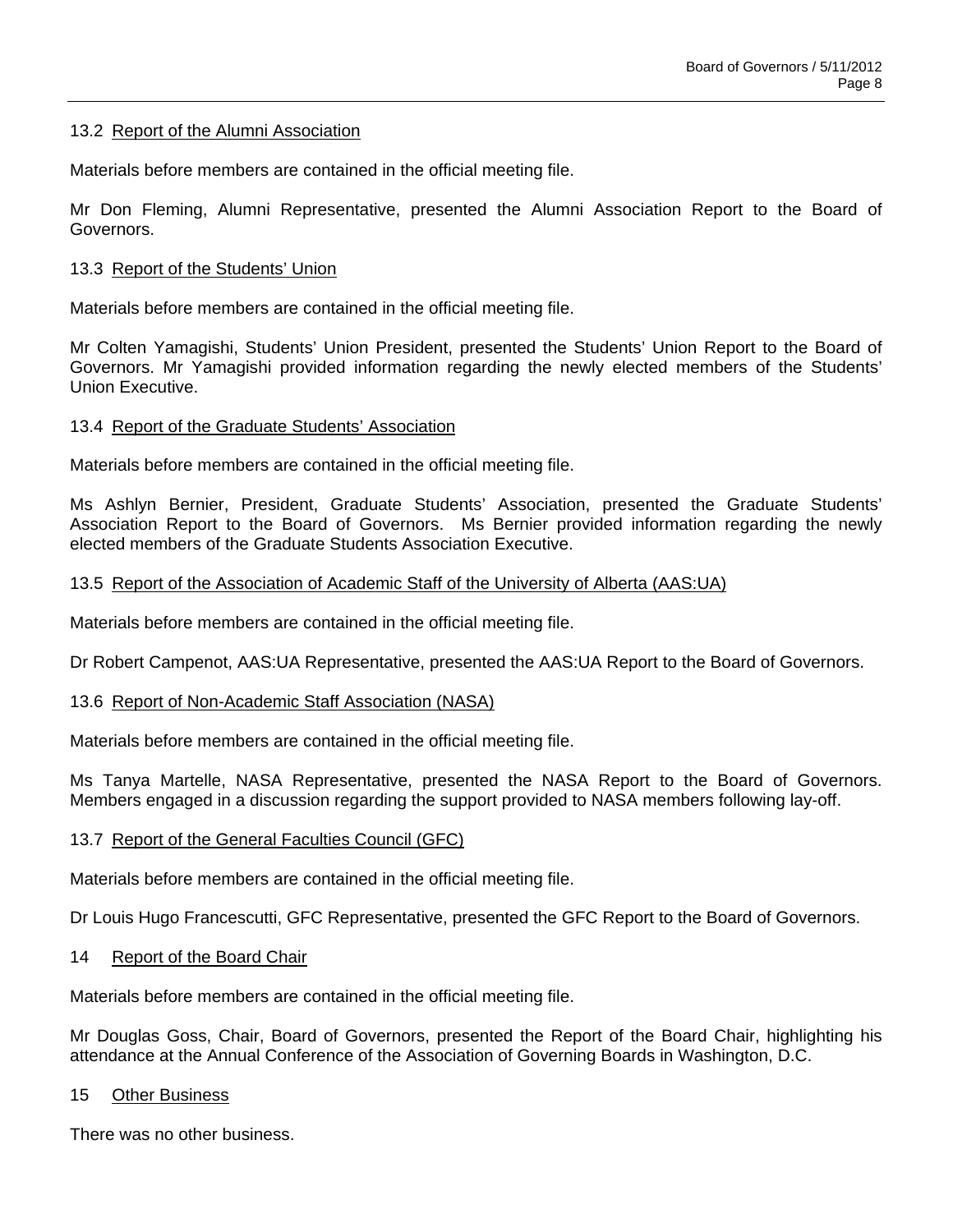### 13.2 Report of the Alumni Association

Materials before members are contained in the official meeting file.

Mr Don Fleming, Alumni Representative, presented the Alumni Association Report to the Board of Governors.

### 13.3 Report of the Students' Union

Materials before members are contained in the official meeting file.

Mr Colten Yamagishi, Students' Union President, presented the Students' Union Report to the Board of Governors. Mr Yamagishi provided information regarding the newly elected members of the Students' Union Executive.

### 13.4 Report of the Graduate Students' Association

Materials before members are contained in the official meeting file.

Ms Ashlyn Bernier, President, Graduate Students' Association, presented the Graduate Students' Association Report to the Board of Governors. Ms Bernier provided information regarding the newly elected members of the Graduate Students Association Executive.

### 13.5 Report of the Association of Academic Staff of the University of Alberta (AAS:UA)

Materials before members are contained in the official meeting file.

Dr Robert Campenot, AAS:UA Representative, presented the AAS:UA Report to the Board of Governors.

### 13.6 Report of Non-Academic Staff Association (NASA)

Materials before members are contained in the official meeting file.

Ms Tanya Martelle, NASA Representative, presented the NASA Report to the Board of Governors. Members engaged in a discussion regarding the support provided to NASA members following lay-off.

### 13.7 Report of the General Faculties Council (GFC)

Materials before members are contained in the official meeting file.

Dr Louis Hugo Francescutti, GFC Representative, presented the GFC Report to the Board of Governors.

## 14 Report of the Board Chair

Materials before members are contained in the official meeting file.

Mr Douglas Goss, Chair, Board of Governors, presented the Report of the Board Chair, highlighting his attendance at the Annual Conference of the Association of Governing Boards in Washington, D.C.

## 15 Other Business

There was no other business.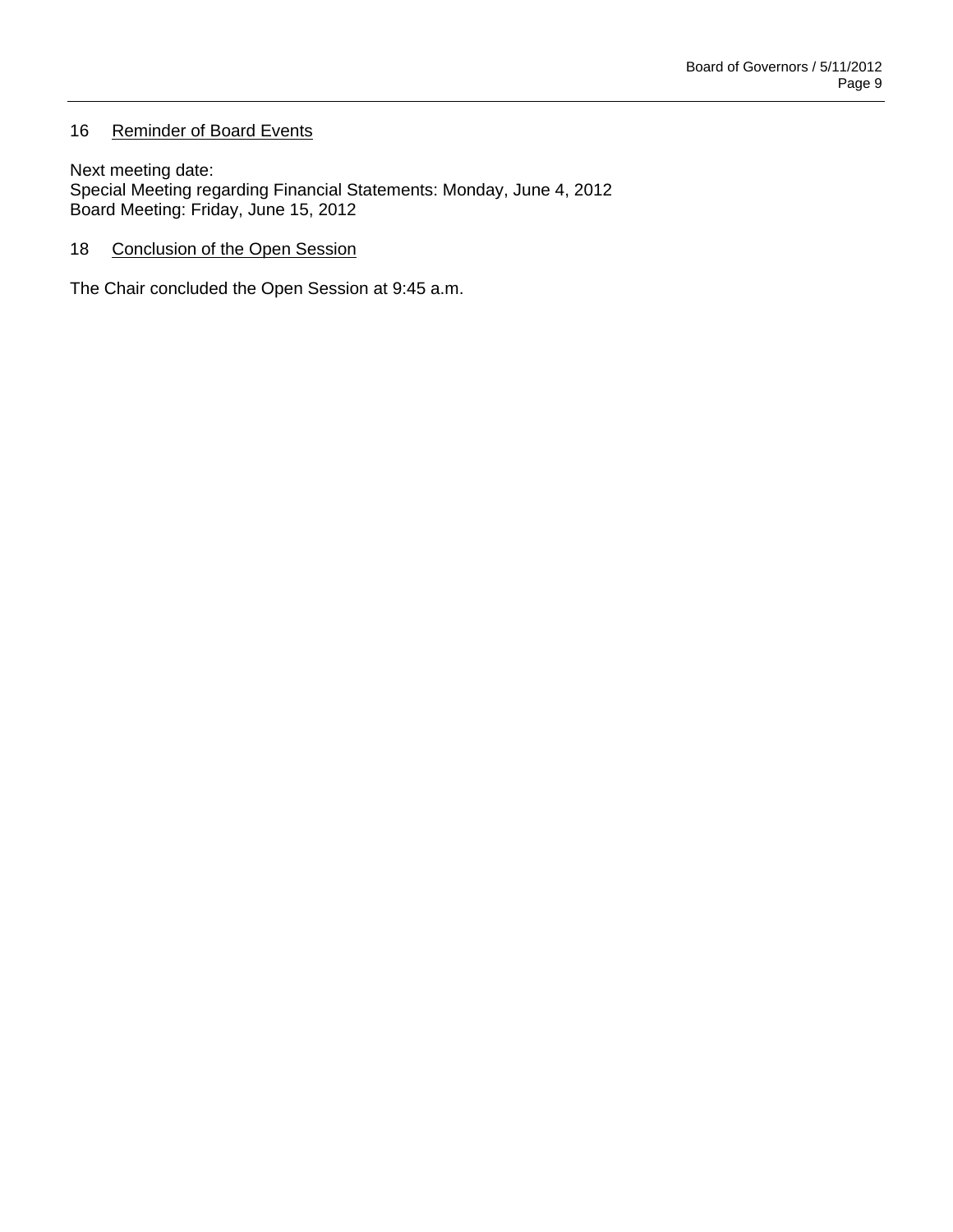## 16 Reminder of Board Events

Next meeting date:
Special Meeting regarding Financial Statements: Monday, June 4, 2012
Board Meeting: Friday, June 15, 2012

## 18 Conclusion of the Open Session

The Chair concluded the Open Session at 9:45 a.m.